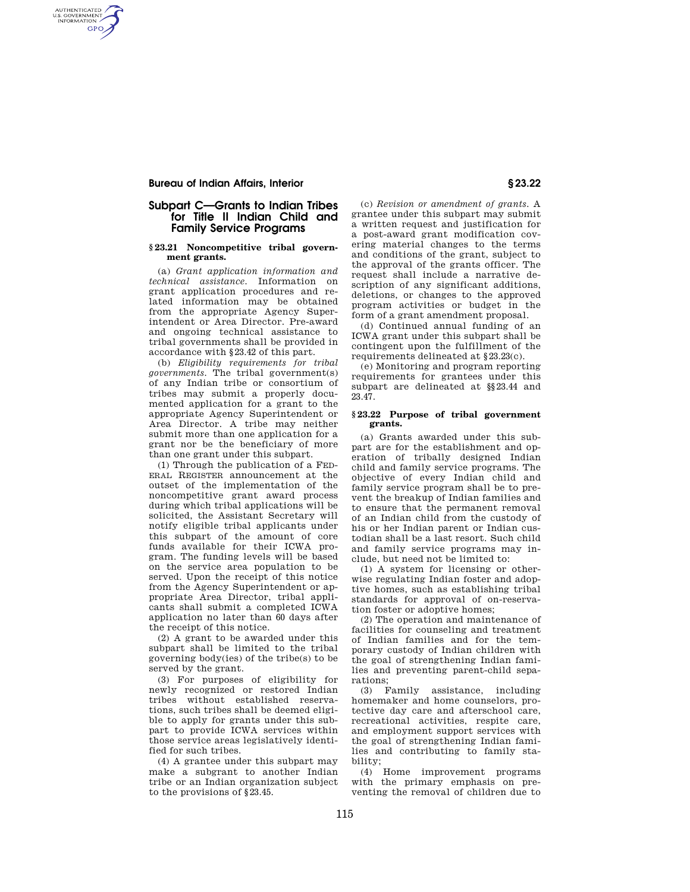## Subpart C—Grants to Indian Tribes for Title II Indian Child and Family Service Programs

### § 23.21 Noncompetitive tribal government grants.

(a) *Grant application information and technical assistance.* Information on grant application procedures and related information may be obtained from the appropriate Agency Superintendent or Area Director. Pre-award and ongoing technical assistance to tribal governments shall be provided in accordance with § 23.42 of this part.

(b) *Eligibility requirements for tribal governments.* The tribal government(s) of any Indian tribe or consortium of tribes may submit a properly documented application for a grant to the appropriate Agency Superintendent or Area Director. A tribe may neither submit more than one application for a grant nor be the beneficiary of more than one grant under this subpart.

(1) Through the publication of a FEDERAL REGISTER announcement at the outset of the implementation of the noncompetitive grant award process during which tribal applications will be solicited, the Assistant Secretary will notify eligible tribal applicants under this subpart of the amount of core funds available for their ICWA program. The funding levels will be based on the service area population to be served. Upon the receipt of this notice from the Agency Superintendent or appropriate Area Director, tribal applicants shall submit a completed ICWA application no later than 60 days after the receipt of this notice.

(2) A grant to be awarded under this subpart shall be limited to the tribal governing body(ies) of the tribe(s) to be served by the grant.

(3) For purposes of eligibility for newly recognized or restored Indian tribes without established reservations, such tribes shall be deemed eligible to apply for grants under this subpart to provide ICWA services within those service areas legislatively identified for such tribes.

(4) A grantee under this subpart may make a subgrant to another Indian tribe or an Indian organization subject to the provisions of § 23.45.

(c) *Revision or amendment of grants.* A grantee under this subpart may submit a written request and justification for a post-award grant modification covering material changes to the terms and conditions of the grant, subject to the approval of the grants officer. The request shall include a narrative description of any significant additions, deletions, or changes to the approved program activities or budget in the form of a grant amendment proposal.

(d) Continued annual funding of an ICWA grant under this subpart shall be contingent upon the fulfillment of the requirements delineated at § 23.23(c).

(e) Monitoring and program reporting requirements for grantees under this subpart are delineated at §§ 23.44 and 23.47.

### § 23.22 Purpose of tribal government grants.

(a) Grants awarded under this subpart are for the establishment and operation of tribally designed Indian child and family service programs. The objective of every Indian child and family service program shall be to prevent the breakup of Indian families and to ensure that the permanent removal of an Indian child from the custody of his or her Indian parent or Indian custodian shall be a last resort. Such child and family service programs may include, but need not be limited to:

(1) A system for licensing or otherwise regulating Indian foster and adoptive homes, such as establishing tribal standards for approval of on-reservation foster or adoptive homes;

(2) The operation and maintenance of facilities for counseling and treatment of Indian families and for the temporary custody of Indian children with the goal of strengthening Indian families and preventing parent-child separations;

(3) Family assistance, including homemaker and home counselors, protective day care and afterschool care, recreational activities, respite care, and employment support services with the goal of strengthening Indian families and contributing to family stability;

(4) Home improvement programs with the primary emphasis on preventing the removal of children due to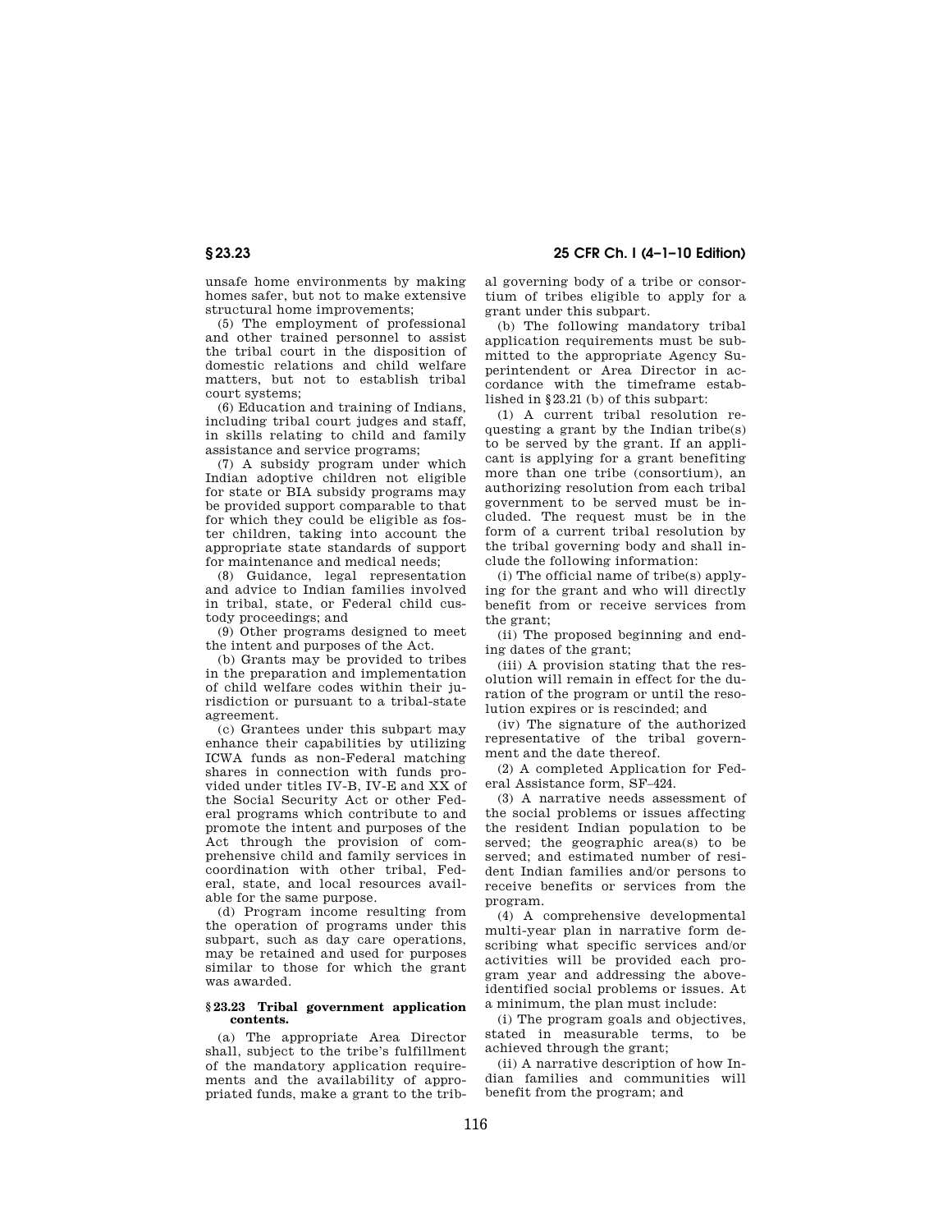unsafe home environments by making homes safer, but not to make extensive structural home improvements;

(5) The employment of professional and other trained personnel to assist the tribal court in the disposition of domestic relations and child welfare matters, but not to establish tribal court systems;

(6) Education and training of Indians, including tribal court judges and staff, in skills relating to child and family assistance and service programs;

(7) A subsidy program under which Indian adoptive children not eligible for state or BIA subsidy programs may be provided support comparable to that for which they could be eligible as foster children, taking into account the appropriate state standards of support for maintenance and medical needs;

(8) Guidance, legal representation and advice to Indian families involved in tribal, state, or Federal child custody proceedings; and

(9) Other programs designed to meet the intent and purposes of the Act.

(b) Grants may be provided to tribes in the preparation and implementation of child welfare codes within their jurisdiction or pursuant to a tribal-state agreement.

(c) Grantees under this subpart may enhance their capabilities by utilizing ICWA funds as non-Federal matching shares in connection with funds provided under titles IV-B, IV-E and XX of the Social Security Act or other Federal programs which contribute to and promote the intent and purposes of the Act through the provision of comprehensive child and family services in coordination with other tribal, Federal, state, and local resources available for the same purpose.

(d) Program income resulting from the operation of programs under this subpart, such as day care operations, may be retained and used for purposes similar to those for which the grant was awarded.

### § 23.23 Tribal government application contents.

(a) The appropriate Area Director shall, subject to the tribe's fulfillment of the mandatory application requirements and the availability of appropriated funds, make a grant to the tribal governing body of a tribe or consortium of tribes eligible to apply for a grant under this subpart.

(b) The following mandatory tribal application requirements must be submitted to the appropriate Agency Superintendent or Area Director in accordance with the timeframe established in §23.21 (b) of this subpart:

(1) A current tribal resolution requesting a grant by the Indian tribe(s) to be served by the grant. If an applicant is applying for a grant benefiting more than one tribe (consortium), an authorizing resolution from each tribal government to be served must be included. The request must be in the form of a current tribal resolution by the tribal governing body and shall include the following information:

(i) The official name of tribe(s) applying for the grant and who will directly benefit from or receive services from the grant;

(ii) The proposed beginning and ending dates of the grant;

(iii) A provision stating that the resolution will remain in effect for the duration of the program or until the resolution expires or is rescinded; and

(iv) The signature of the authorized representative of the tribal government and the date thereof.

(2) A completed Application for Federal Assistance form, SF–424.

(3) A narrative needs assessment of the social problems or issues affecting the resident Indian population to be served; the geographic area(s) to be served; and estimated number of resident Indian families and/or persons to receive benefits or services from the program.

(4) A comprehensive developmental multi-year plan in narrative form describing what specific services and/or activities will be provided each program year and addressing the above-identified social problems or issues. At a minimum, the plan must include:

(i) The program goals and objectives, stated in measurable terms, to be achieved through the grant;

(ii) A narrative description of how Indian families and communities will benefit from the program; and